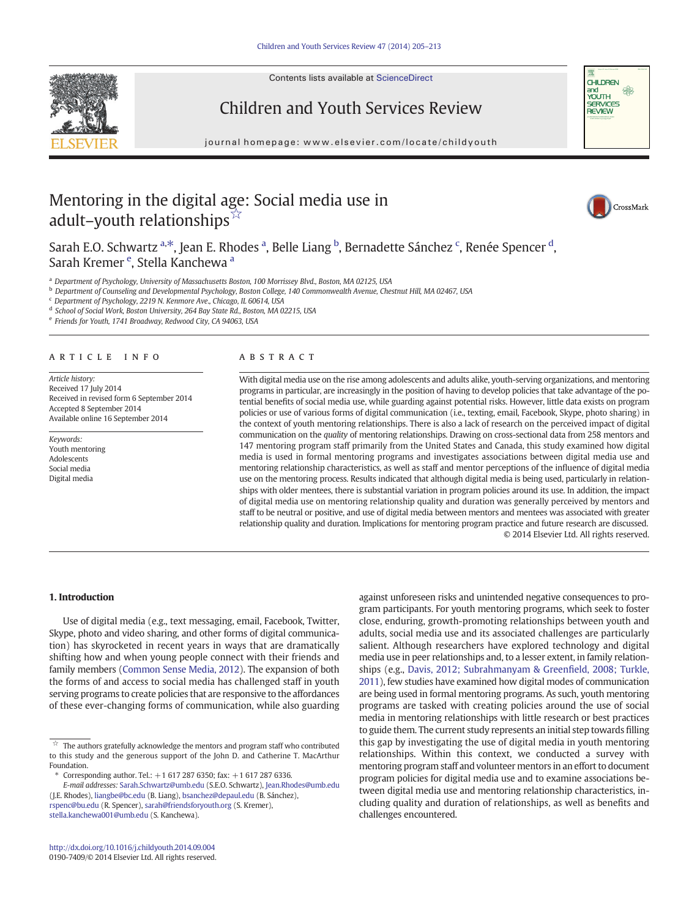# Mentoring in the digital age: Social media use in adult–youth relationships☆

Sarah E.O. Schwartz [a,*], Jean E. Rhodes [a], Belle Liang [b], Bernadette Sánchez [c], Renée Spencer [d], Sarah Kremer [e], Stella Kanchewa [a]

[a] Department of Psychology, University of Massachusetts Boston, 100 Morrissey Blvd., Boston, MA 02125, USA
[b] Department of Counseling and Developmental Psychology, Boston College, 140 Commonwealth Avenue, Chestnut Hill, MA 02467, USA
[c] Department of Psychology, 2219 N. Kenmore Ave., Chicago, IL 60614, USA
[d] School of Social Work, Boston University, 264 Bay State Rd., Boston, MA 02215, USA
[e] Friends for Youth, 1741 Broadway, Redwood City, CA 94063, USA

## ARTICLE INFO

*Article history:*
Received 17 July 2014
Received in revised form 6 September 2014
Accepted 8 September 2014
Available online 16 September 2014

*Keywords:*
Youth mentoring
Adolescents
Social media
Digital media

## ABSTRACT

With digital media use on the rise among adolescents and adults alike, youth-serving organizations, and mentoring programs in particular, are increasingly in the position of having to develop policies that take advantage of the potential benefits of social media use, while guarding against potential risks. However, little data exists on program policies or use of various forms of digital communication (i.e., texting, email, Facebook, Skype, photo sharing) in the context of youth mentoring relationships. There is also a lack of research on the perceived impact of digital communication on the *quality* of mentoring relationships. Drawing on cross-sectional data from 258 mentors and 147 mentoring program staff primarily from the United States and Canada, this study examined how digital media is used in formal mentoring programs and investigates associations between digital media use and mentoring relationship characteristics, as well as staff and mentor perceptions of the influence of digital media use on the mentoring process. Results indicated that although digital media is being used, particularly in relationships with older mentees, there is substantial variation in program policies around its use. In addition, the impact of digital media use on mentoring relationship quality and duration was generally perceived by mentors and staff to be neutral or positive, and use of digital media between mentors and mentees was associated with greater relationship quality and duration. Implications for mentoring program practice and future research are discussed.

© 2014 Elsevier Ltd. All rights reserved.

## 1. Introduction

Use of digital media (e.g., text messaging, email, Facebook, Twitter, Skype, photo and video sharing, and other forms of digital communication) has skyrocketed in recent years in ways that are dramatically shifting how and when young people connect with their friends and family members (Common Sense Media, 2012). The expansion of both the forms of and access to social media has challenged staff in youth serving programs to create policies that are responsive to the affordances of these ever-changing forms of communication, while also guarding against unforeseen risks and unintended negative consequences to program participants. For youth mentoring programs, which seek to foster close, enduring, growth-promoting relationships between youth and adults, social media use and its associated challenges are particularly salient. Although researchers have explored technology and digital media use in peer relationships and, to a lesser extent, in family relationships (e.g., Davis, 2012; Subrahmanyam & Greenfield, 2008; Turkle, 2011), few studies have examined how digital modes of communication are being used in formal mentoring programs. As such, youth mentoring programs are tasked with creating policies around the use of social media in mentoring relationships with little research or best practices to guide them. The current study represents an initial step towards filling this gap by investigating the use of digital media in youth mentoring relationships. Within this context, we conducted a survey with mentoring program staff and volunteer mentors in an effort to document program policies for digital media use and to examine associations between digital media use and mentoring relationship characteristics, including quality and duration of relationships, as well as benefits and challenges encountered.

☆ The authors gratefully acknowledge the mentors and program staff who contributed to this study and the generous support of the John D. and Catherine T. MacArthur Foundation.

\* Corresponding author. Tel.: +1 617 287 6350; fax: +1 617 287 6336.
*E-mail addresses:* Sarah.Schwartz@umb.edu (S.E.O. Schwartz), Jean.Rhodes@umb.edu (J.E. Rhodes), liangbe@bc.edu (B. Liang), bsanchez@depaul.edu (B. Sánchez), rspenc@bu.edu (R. Spencer), sarah@friendsforyouth.org (S. Kremer), stella.kanchewa001@umb.edu (S. Kanchewa).

http://dx.doi.org/10.1016/j.childyouth.2014.09.004
0190-7409/© 2014 Elsevier Ltd. All rights reserved.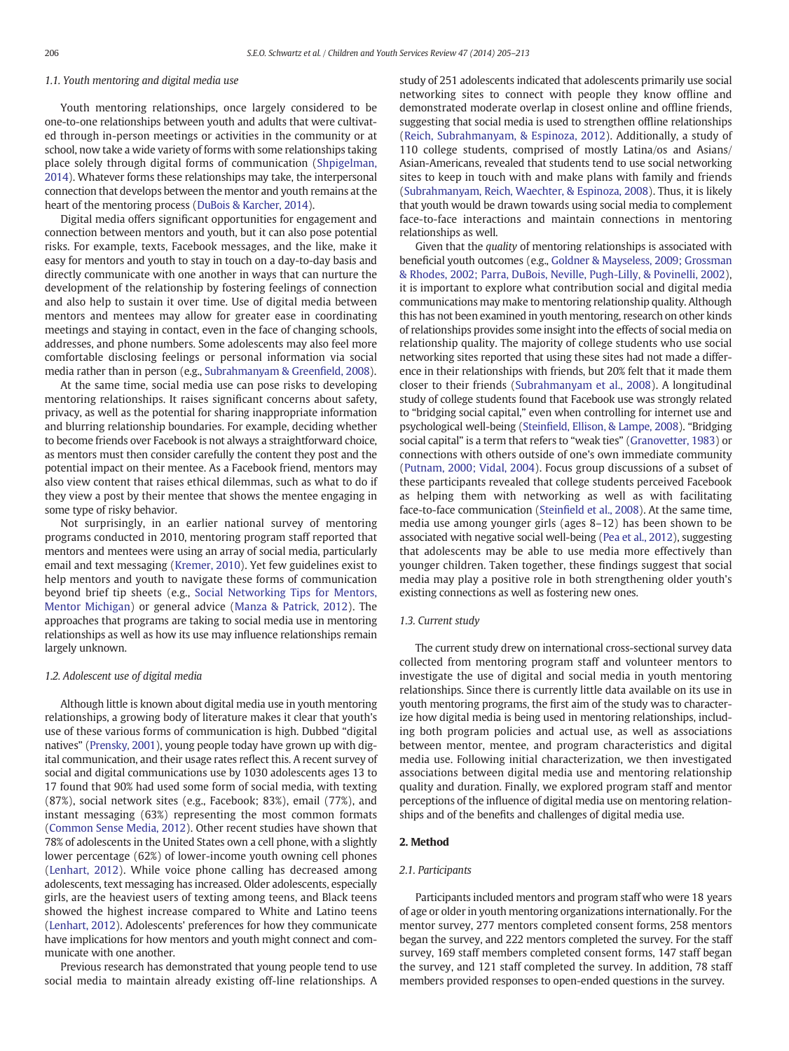### 1.1. Youth mentoring and digital media use

Youth mentoring relationships, once largely considered to be one-to-one relationships between youth and adults that were cultivated through in-person meetings or activities in the community or at school, now take a wide variety of forms with some relationships taking place solely through digital forms of communication (Shpigelman, 2014). Whatever forms these relationships may take, the interpersonal connection that develops between the mentor and youth remains at the heart of the mentoring process (DuBois & Karcher, 2014).

Digital media offers significant opportunities for engagement and connection between mentors and youth, but it can also pose potential risks. For example, texts, Facebook messages, and the like, make it easy for mentors and youth to stay in touch on a day-to-day basis and directly communicate with one another in ways that can nurture the development of the relationship by fostering feelings of connection and also help to sustain it over time. Use of digital media between mentors and mentees may allow for greater ease in coordinating meetings and staying in contact, even in the face of changing schools, addresses, and phone numbers. Some adolescents may also feel more comfortable disclosing feelings or personal information via social media rather than in person (e.g., Subrahmanyam & Greenfield, 2008).

At the same time, social media use can pose risks to developing mentoring relationships. It raises significant concerns about safety, privacy, as well as the potential for sharing inappropriate information and blurring relationship boundaries. For example, deciding whether to become friends over Facebook is not always a straightforward choice, as mentors must then consider carefully the content they post and the potential impact on their mentee. As a Facebook friend, mentors may also view content that raises ethical dilemmas, such as what to do if they view a post by their mentee that shows the mentee engaging in some type of risky behavior.

Not surprisingly, in an earlier national survey of mentoring programs conducted in 2010, mentoring program staff reported that mentors and mentees were using an array of social media, particularly email and text messaging (Kremer, 2010). Yet few guidelines exist to help mentors and youth to navigate these forms of communication beyond brief tip sheets (e.g., Social Networking Tips for Mentors, Mentor Michigan) or general advice (Manza & Patrick, 2012). The approaches that programs are taking to social media use in mentoring relationships as well as how its use may influence relationships remain largely unknown.

### 1.2. Adolescent use of digital media

Although little is known about digital media use in youth mentoring relationships, a growing body of literature makes it clear that youth's use of these various forms of communication is high. Dubbed "digital natives" (Prensky, 2001), young people today have grown up with digital communication, and their usage rates reflect this. A recent survey of social and digital communications use by 1030 adolescents ages 13 to 17 found that 90% had used some form of social media, with texting (87%), social network sites (e.g., Facebook; 83%), email (77%), and instant messaging (63%) representing the most common formats (Common Sense Media, 2012). Other recent studies have shown that 78% of adolescents in the United States own a cell phone, with a slightly lower percentage (62%) of lower-income youth owning cell phones (Lenhart, 2012). While voice phone calling has decreased among adolescents, text messaging has increased. Older adolescents, especially girls, are the heaviest users of texting among teens, and Black teens showed the highest increase compared to White and Latino teens (Lenhart, 2012). Adolescents' preferences for how they communicate have implications for how mentors and youth might connect and communicate with one another.

Previous research has demonstrated that young people tend to use social media to maintain already existing off-line relationships. A study of 251 adolescents indicated that adolescents primarily use social networking sites to connect with people they know offline and demonstrated moderate overlap in closest online and offline friends, suggesting that social media is used to strengthen offline relationships (Reich, Subrahmanyam, & Espinoza, 2012). Additionally, a study of 110 college students, comprised of mostly Latina/os and Asians/Asian-Americans, revealed that students tend to use social networking sites to keep in touch with and make plans with family and friends (Subrahmanyam, Reich, Waechter, & Espinoza, 2008). Thus, it is likely that youth would be drawn towards using social media to complement face-to-face interactions and maintain connections in mentoring relationships as well.

Given that the *quality* of mentoring relationships is associated with beneficial youth outcomes (e.g., Goldner & Mayseless, 2009; Grossman & Rhodes, 2002; Parra, DuBois, Neville, Pugh-Lilly, & Povinelli, 2002), it is important to explore what contribution social and digital media communications may make to mentoring relationship quality. Although this has not been examined in youth mentoring, research on other kinds of relationships provides some insight into the effects of social media on relationship quality. The majority of college students who use social networking sites reported that using these sites had not made a difference in their relationships with friends, but 20% felt that it made them closer to their friends (Subrahmanyam et al., 2008). A longitudinal study of college students found that Facebook use was strongly related to "bridging social capital," even when controlling for internet use and psychological well-being (Steinfield, Ellison, & Lampe, 2008). "Bridging social capital" is a term that refers to "weak ties" (Granovetter, 1983) or connections with others outside of one's own immediate community (Putnam, 2000; Vidal, 2004). Focus group discussions of a subset of these participants revealed that college students perceived Facebook as helping them with networking as well as with facilitating face-to-face communication (Steinfield et al., 2008). At the same time, media use among younger girls (ages 8–12) has been shown to be associated with negative social well-being (Pea et al., 2012), suggesting that adolescents may be able to use media more effectively than younger children. Taken together, these findings suggest that social media may play a positive role in both strengthening older youth's existing connections as well as fostering new ones.

### 1.3. Current study

The current study drew on international cross-sectional survey data collected from mentoring program staff and volunteer mentors to investigate the use of digital and social media in youth mentoring relationships. Since there is currently little data available on its use in youth mentoring programs, the first aim of the study was to characterize how digital media is being used in mentoring relationships, including both program policies and actual use, as well as associations between mentor, mentee, and program characteristics and digital media use. Following initial characterization, we then investigated associations between digital media use and mentoring relationship quality and duration. Finally, we explored program staff and mentor perceptions of the influence of digital media use on mentoring relationships and of the benefits and challenges of digital media use.

## 2. Method

### 2.1. Participants

Participants included mentors and program staff who were 18 years of age or older in youth mentoring organizations internationally. For the mentor survey, 277 mentors completed consent forms, 258 mentors began the survey, and 222 mentors completed the survey. For the staff survey, 169 staff members completed consent forms, 147 staff began the survey, and 121 staff completed the survey. In addition, 78 staff members provided responses to open-ended questions in the survey.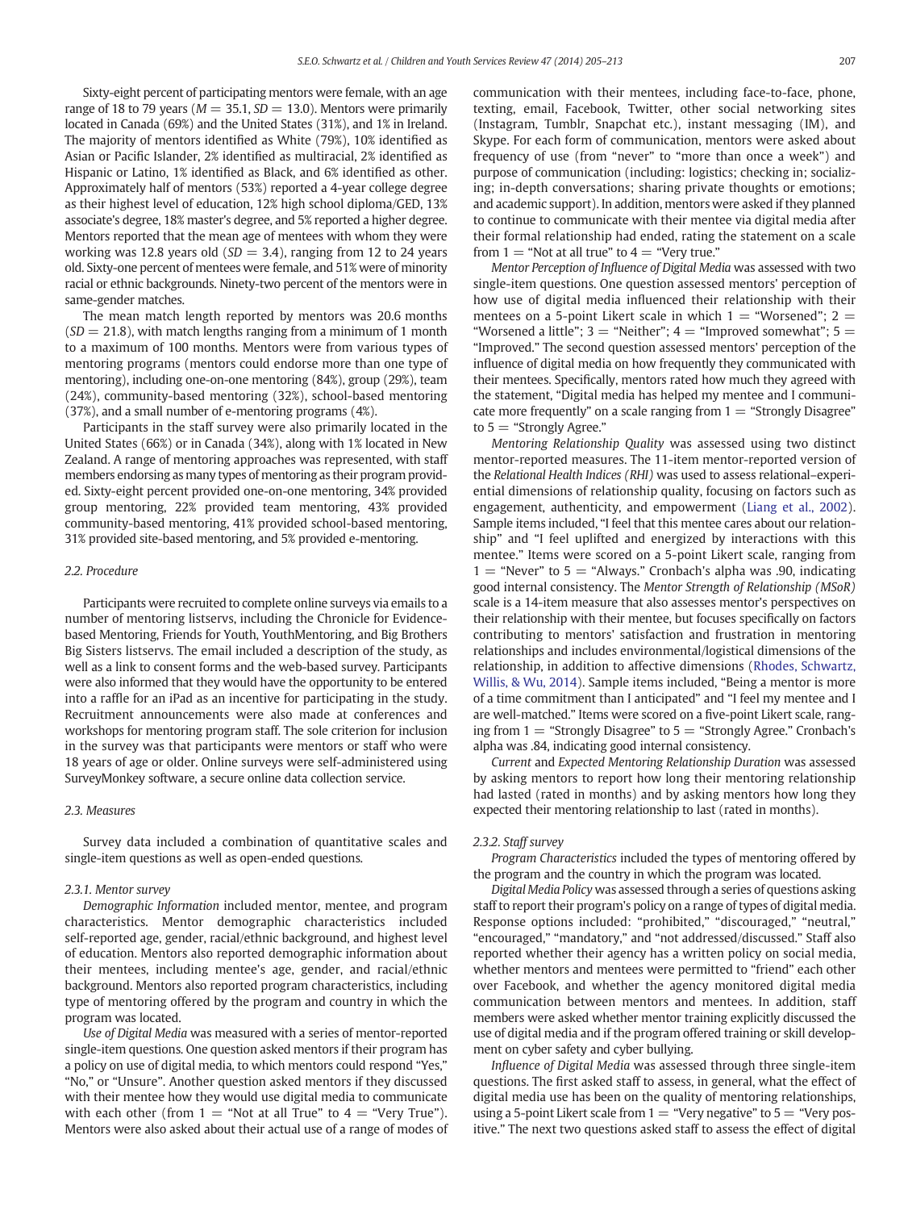Sixty-eight percent of participating mentors were female, with an age range of 18 to 79 years ($M = 35.1$, $SD = 13.0$). Mentors were primarily located in Canada (69%) and the United States (31%), and 1% in Ireland. The majority of mentors identified as White (79%), 10% identified as Asian or Pacific Islander, 2% identified as multiracial, 2% identified as Hispanic or Latino, 1% identified as Black, and 6% identified as other. Approximately half of mentors (53%) reported a 4-year college degree as their highest level of education, 12% high school diploma/GED, 13% associate's degree, 18% master's degree, and 5% reported a higher degree. Mentors reported that the mean age of mentees with whom they were working was 12.8 years old ($SD = 3.4$), ranging from 12 to 24 years old. Sixty-one percent of mentees were female, and 51% were of minority racial or ethnic backgrounds. Ninety-two percent of the mentors were in same-gender matches.

The mean match length reported by mentors was 20.6 months ($SD = 21.8$), with match lengths ranging from a minimum of 1 month to a maximum of 100 months. Mentors were from various types of mentoring programs (mentors could endorse more than one type of mentoring), including one-on-one mentoring (84%), group (29%), team (24%), community-based mentoring (32%), school-based mentoring (37%), and a small number of e-mentoring programs (4%).

Participants in the staff survey were also primarily located in the United States (66%) or in Canada (34%), along with 1% located in New Zealand. A range of mentoring approaches was represented, with staff members endorsing as many types of mentoring as their program provided. Sixty-eight percent provided one-on-one mentoring, 34% provided group mentoring, 22% provided team mentoring, 43% provided community-based mentoring, 41% provided school-based mentoring, 31% provided site-based mentoring, and 5% provided e-mentoring.

### 2.2. Procedure

Participants were recruited to complete online surveys via emails to a number of mentoring listservs, including the Chronicle for Evidence-based Mentoring, Friends for Youth, YouthMentoring, and Big Brothers Big Sisters listservs. The email included a description of the study, as well as a link to consent forms and the web-based survey. Participants were also informed that they would have the opportunity to be entered into a raffle for an iPad as an incentive for participating in the study. Recruitment announcements were also made at conferences and workshops for mentoring program staff. The sole criterion for inclusion in the survey was that participants were mentors or staff who were 18 years of age or older. Online surveys were self-administered using SurveyMonkey software, a secure online data collection service.

### 2.3. Measures

Survey data included a combination of quantitative scales and single-item questions as well as open-ended questions.

#### 2.3.1. Mentor survey

*Demographic Information* included mentor, mentee, and program characteristics. Mentor demographic characteristics included self-reported age, gender, racial/ethnic background, and highest level of education. Mentors also reported demographic information about their mentees, including mentee's age, gender, and racial/ethnic background. Mentors also reported program characteristics, including type of mentoring offered by the program and country in which the program was located.

*Use of Digital Media* was measured with a series of mentor-reported single-item questions. One question asked mentors if their program has a policy on use of digital media, to which mentors could respond "Yes," "No," or "Unsure". Another question asked mentors if they discussed with their mentee how they would use digital media to communicate with each other (from 1 = "Not at all True" to 4 = "Very True"). Mentors were also asked about their actual use of a range of modes of communication with their mentees, including face-to-face, phone, texting, email, Facebook, Twitter, other social networking sites (Instagram, Tumblr, Snapchat etc.), instant messaging (IM), and Skype. For each form of communication, mentors were asked about frequency of use (from "never" to "more than once a week") and purpose of communication (including: logistics; checking in; socializing; in-depth conversations; sharing private thoughts or emotions; and academic support). In addition, mentors were asked if they planned to continue to communicate with their mentee via digital media after their formal relationship had ended, rating the statement on a scale from 1 = "Not at all true" to 4 = "Very true."

*Mentor Perception of Influence of Digital Media* was assessed with two single-item questions. One question assessed mentors' perception of how use of digital media influenced their relationship with their mentees on a 5-point Likert scale in which 1 = "Worsened"; 2 = "Worsened a little"; 3 = "Neither"; 4 = "Improved somewhat"; 5 = "Improved." The second question assessed mentors' perception of the influence of digital media on how frequently they communicated with their mentees. Specifically, mentors rated how much they agreed with the statement, "Digital media has helped my mentee and I communicate more frequently" on a scale ranging from 1 = "Strongly Disagree" to 5 = "Strongly Agree."

*Mentoring Relationship Quality* was assessed using two distinct mentor-reported measures. The 11-item mentor-reported version of the *Relational Health Indices (RHI)* was used to assess relational–experiential dimensions of relationship quality, focusing on factors such as engagement, authenticity, and empowerment (Liang et al., 2002). Sample items included, "I feel that this mentee cares about our relationship" and "I feel uplifted and energized by interactions with this mentee." Items were scored on a 5-point Likert scale, ranging from 1 = "Never" to 5 = "Always." Cronbach's alpha was .90, indicating good internal consistency. The *Mentor Strength of Relationship (MSoR)* scale is a 14-item measure that also assesses mentor's perspectives on their relationship with their mentee, but focuses specifically on factors contributing to mentors' satisfaction and frustration in mentoring relationships and includes environmental/logistical dimensions of the relationship, in addition to affective dimensions (Rhodes, Schwartz, Willis, & Wu, 2014). Sample items included, "Being a mentor is more of a time commitment than I anticipated" and "I feel my mentee and I are well-matched." Items were scored on a five-point Likert scale, ranging from 1 = "Strongly Disagree" to 5 = "Strongly Agree." Cronbach's alpha was .84, indicating good internal consistency.

*Current* and *Expected Mentoring Relationship Duration* was assessed by asking mentors to report how long their mentoring relationship had lasted (rated in months) and by asking mentors how long they expected their mentoring relationship to last (rated in months).

#### 2.3.2. Staff survey

*Program Characteristics* included the types of mentoring offered by the program and the country in which the program was located.

*Digital Media Policy* was assessed through a series of questions asking staff to report their program's policy on a range of types of digital media. Response options included: "prohibited," "discouraged," "neutral," "encouraged," "mandatory," and "not addressed/discussed." Staff also reported whether their agency has a written policy on social media, whether mentors and mentees were permitted to "friend" each other over Facebook, and whether the agency monitored digital media communication between mentors and mentees. In addition, staff members were asked whether mentor training explicitly discussed the use of digital media and if the program offered training or skill development on cyber safety and cyber bullying.

*Influence of Digital Media* was assessed through three single-item questions. The first asked staff to assess, in general, what the effect of digital media use has been on the quality of mentoring relationships, using a 5-point Likert scale from 1 = "Very negative" to 5 = "Very positive." The next two questions asked staff to assess the effect of digital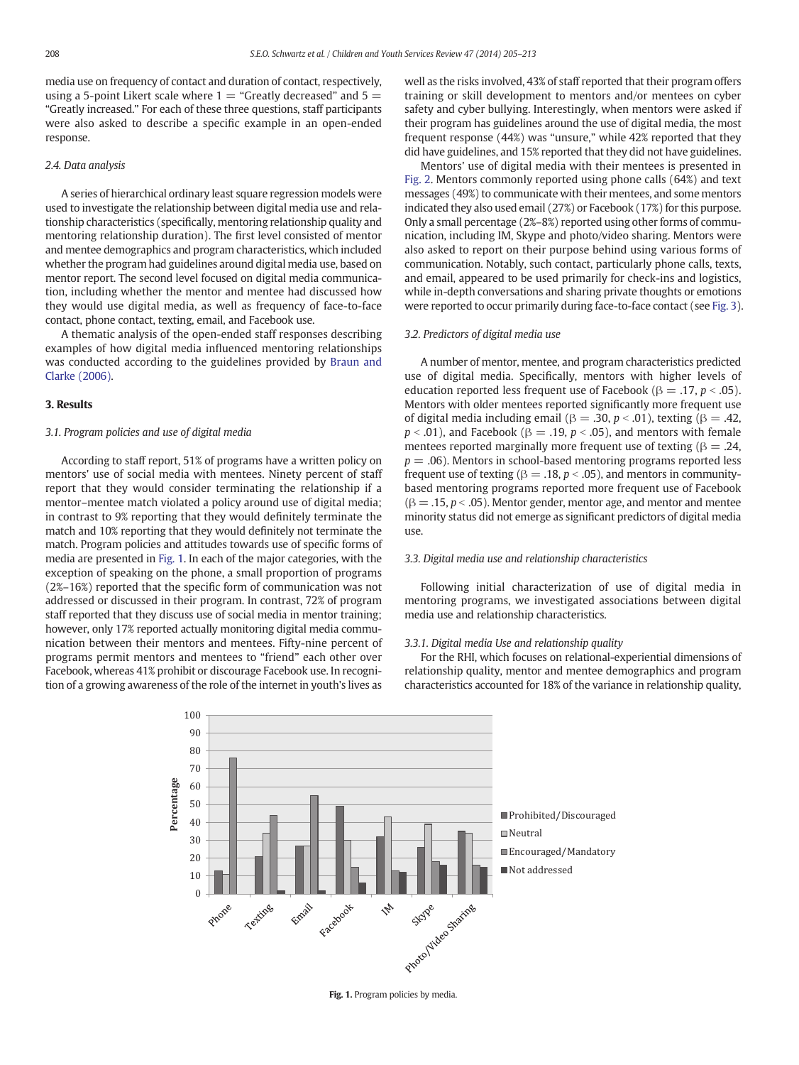media use on frequency of contact and duration of contact, respectively, using a 5-point Likert scale where 1 = "Greatly decreased" and 5 = "Greatly increased." For each of these three questions, staff participants were also asked to describe a specific example in an open-ended response.

### 2.4. Data analysis

A series of hierarchical ordinary least square regression models were used to investigate the relationship between digital media use and relationship characteristics (specifically, mentoring relationship quality and mentoring relationship duration). The first level consisted of mentor and mentee demographics and program characteristics, which included whether the program had guidelines around digital media use, based on mentor report. The second level focused on digital media communication, including whether the mentor and mentee had discussed how they would use digital media, as well as frequency of face-to-face contact, phone contact, texting, email, and Facebook use.

A thematic analysis of the open-ended staff responses describing examples of how digital media influenced mentoring relationships was conducted according to the guidelines provided by Braun and Clarke (2006).

## 3. Results

### 3.1. Program policies and use of digital media

According to staff report, 51% of programs have a written policy on mentors' use of social media with mentees. Ninety percent of staff report that they would consider terminating the relationship if a mentor–mentee match violated a policy around use of digital media; in contrast to 9% reporting that they would definitely terminate the match and 10% reporting that they would definitely not terminate the match. Program policies and attitudes towards use of specific forms of media are presented in Fig. 1. In each of the major categories, with the exception of speaking on the phone, a small proportion of programs (2%–16%) reported that the specific form of communication was not addressed or discussed in their program. In contrast, 72% of program staff reported that they discuss use of social media in mentor training; however, only 17% reported actually monitoring digital media communication between their mentors and mentees. Fifty-nine percent of programs permit mentors and mentees to "friend" each other over Facebook, whereas 41% prohibit or discourage Facebook use. In recognition of a growing awareness of the role of the internet in youth's lives as well as the risks involved, 43% of staff reported that their program offers training or skill development to mentors and/or mentees on cyber safety and cyber bullying. Interestingly, when mentors were asked if their program has guidelines around the use of digital media, the most frequent response (44%) was "unsure," while 42% reported that they did have guidelines, and 15% reported that they did not have guidelines.

Mentors' use of digital media with their mentees is presented in Fig. 2. Mentors commonly reported using phone calls (64%) and text messages (49%) to communicate with their mentees, and some mentors indicated they also used email (27%) or Facebook (17%) for this purpose. Only a small percentage (2%–8%) reported using other forms of communication, including IM, Skype and photo/video sharing. Mentors were also asked to report on their purpose behind using various forms of communication. Notably, such contact, particularly phone calls, texts, and email, appeared to be used primarily for check-ins and logistics, while in-depth conversations and sharing private thoughts or emotions were reported to occur primarily during face-to-face contact (see Fig. 3).

### 3.2. Predictors of digital media use

A number of mentor, mentee, and program characteristics predicted use of digital media. Specifically, mentors with higher levels of education reported less frequent use of Facebook ($\beta = .17$, $p < .05$). Mentors with older mentees reported significantly more frequent use of digital media including email ($\beta = .30$, $p < .01$), texting ($\beta = .42$, $p < .01$), and Facebook ($\beta = .19$, $p < .05$), and mentors with female mentees reported marginally more frequent use of texting ($\beta = .24$, $p = .06$). Mentors in school-based mentoring programs reported less frequent use of texting ($\beta = .18$, $p < .05$), and mentors in community-based mentoring programs reported more frequent use of Facebook ($\beta = .15$, $p < .05$). Mentor gender, mentor age, and mentor and mentee minority status did not emerge as significant predictors of digital media use.

### 3.3. Digital media use and relationship characteristics

Following initial characterization of use of digital media in mentoring programs, we investigated associations between digital media use and relationship characteristics.

#### 3.3.1. Digital media Use and relationship quality

For the RHI, which focuses on relational-experiential dimensions of relationship quality, mentor and mentee demographics and program characteristics accounted for 18% of the variance in relationship quality,

Fig. 1. Program policies by media.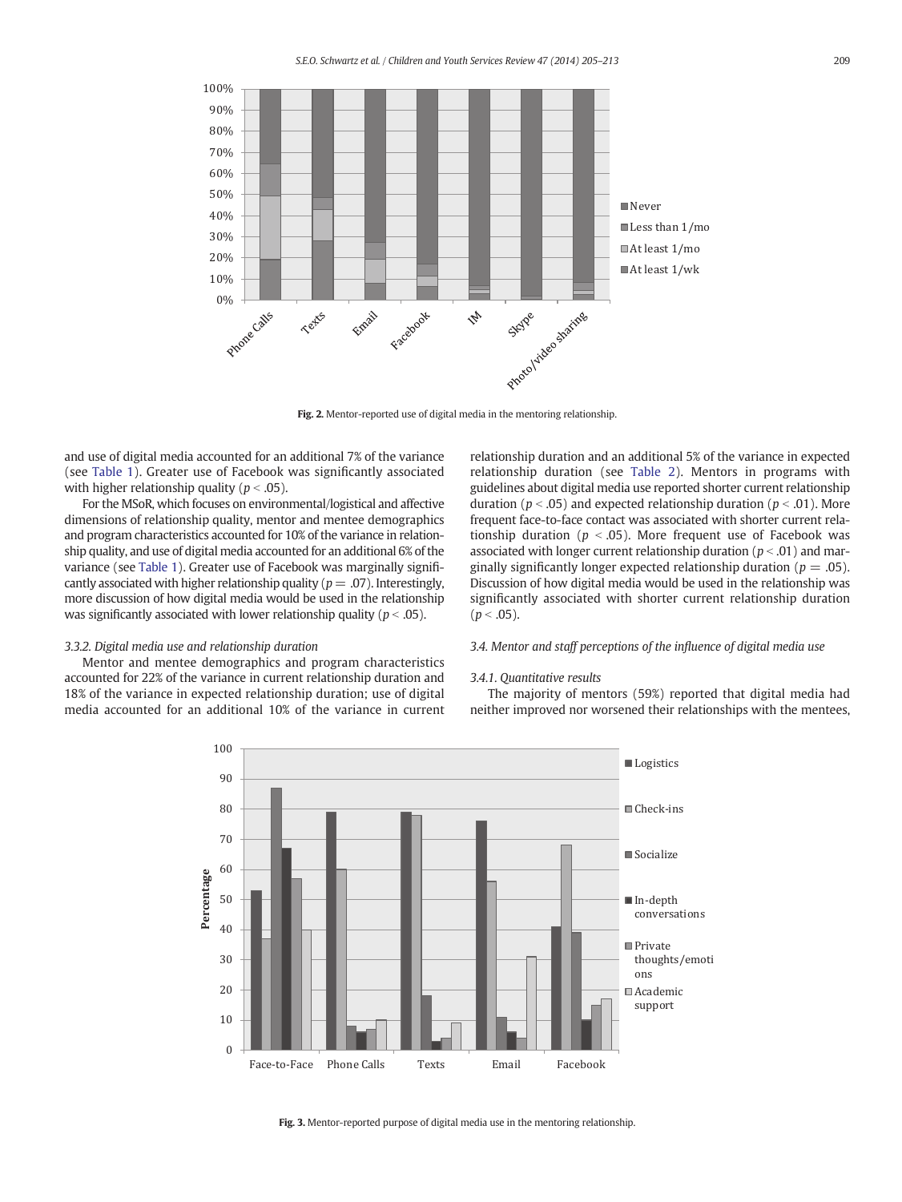Fig. 2. Mentor-reported use of digital media in the mentoring relationship.

and use of digital media accounted for an additional 7% of the variance (see Table 1). Greater use of Facebook was significantly associated with higher relationship quality ($p < .05$).

For the MSoR, which focuses on environmental/logistical and affective dimensions of relationship quality, mentor and mentee demographics and program characteristics accounted for 10% of the variance in relationship quality, and use of digital media accounted for an additional 6% of the variance (see Table 1). Greater use of Facebook was marginally significantly associated with higher relationship quality ($p = .07$). Interestingly, more discussion of how digital media would be used in the relationship was significantly associated with lower relationship quality ($p < .05$).

*3.3.2. Digital media use and relationship duration*

Mentor and mentee demographics and program characteristics accounted for 22% of the variance in current relationship duration and 18% of the variance in expected relationship duration; use of digital media accounted for an additional 10% of the variance in current relationship duration and an additional 5% of the variance in expected relationship duration (see Table 2). Mentors in programs with guidelines about digital media use reported shorter current relationship duration ($p < .05$) and expected relationship duration ($p < .01$). More frequent face-to-face contact was associated with shorter current relationship duration ($p < .05$). More frequent use of Facebook was associated with longer current relationship duration ($p < .01$) and marginally significantly longer expected relationship duration ($p = .05$). Discussion of how digital media would be used in the relationship was significantly associated with shorter current relationship duration ($p < .05$).

*3.4. Mentor and staff perceptions of the influence of digital media use*

*3.4.1. Quantitative results*

The majority of mentors (59%) reported that digital media had neither improved nor worsened their relationships with the mentees,

Fig. 3. Mentor-reported purpose of digital media use in the mentoring relationship.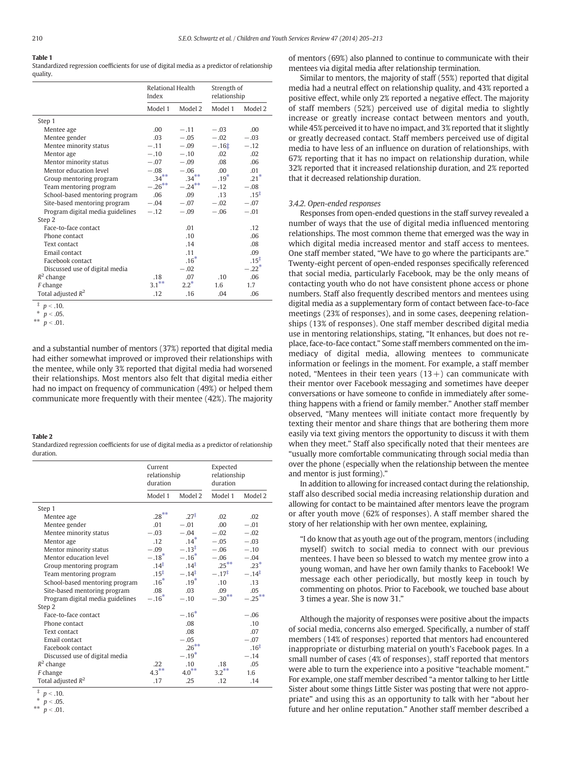**Table 1**
Standardized regression coefficients for use of digital media as a predictor of relationship quality.

| | Relational Health Index | | Strength of relationship | |
|---|---|---|---|---|
| | Model 1 | Model 2 | Model 1 | Model 2 |
| Step 1 | | | | |
| Mentee age | .00 | −.11 | −.03 | .00 |
| Mentee gender | .03 | −.05 | −.02 | −.03 |
| Mentee minority status | −.11 | −.09 | −.16‡ | −.12 |
| Mentor age | −.10 | −.10 | .02 | .02 |
| Mentor minority status | −.07 | −.09 | .08 | .06 |
| Mentor education level | −.08 | −.06 | .00 | .01 |
| Group mentoring program | .34** | .34** | .19* | .21* |
| Team mentoring program | −.26** | −.24** | −.12 | −.08 |
| School-based mentoring program | .06 | .09 | .13 | .15‡ |
| Site-based mentoring program | −.04 | −.07 | −.02 | −.07 |
| Program digital media guidelines | −.12 | −.09 | −.06 | −.01 |
| Step 2 | | | | |
| Face-to-face contact | | .01 | | .12 |
| Phone contact | | .10 | | .06 |
| Text contact | | .14 | | .08 |
| Email contact | | .11 | | .09 |
| Facebook contact | | .16* | | .15‡ |
| Discussed use of digital media | | −.02 | | −.22* |
| $R^2$ change | .18 | .07 | .10 | .06 |
| $F$ change | 3.1** | 2.2* | 1.6 | 1.7 |
| Total adjusted $R^2$ | .12 | .16 | .04 | .06 |

‡ $p < .10$.
\* $p < .05$.
\*\* $p < .01$.

and a substantial number of mentors (37%) reported that digital media had either somewhat improved or improved their relationships with the mentee, while only 3% reported that digital media had worsened their relationships. Most mentors also felt that digital media either had no impact on frequency of communication (49%) or helped them communicate more frequently with their mentee (42%). The majority of mentors (69%) also planned to continue to communicate with their mentees via digital media after relationship termination.

Similar to mentors, the majority of staff (55%) reported that digital media had a neutral effect on relationship quality, and 43% reported a positive effect, while only 2% reported a negative effect. The majority of staff members (52%) perceived use of digital media to slightly increase or greatly increase contact between mentors and youth, while 45% perceived it to have no impact, and 3% reported that it slightly or greatly decreased contact. Staff members perceived use of digital media to have less of an influence on duration of relationships, with 67% reporting that it has no impact on relationship duration, while 32% reported that it increased relationship duration, and 2% reported that it decreased relationship duration.

**Table 2**
Standardized regression coefficients for use of digital media as a predictor of relationship duration.

| | Current relationship duration | | Expected relationship duration | |
|---|---|---|---|---|
| | Model 1 | Model 2 | Model 1 | Model 2 |
| Step 1 | | | | |
| Mentee age | .28** | .27‡ | .02 | .02 |
| Mentee gender | .01 | −.01 | .00 | −.01 |
| Mentee minority status | −.03 | −.04 | −.02 | −.02 |
| Mentor age | .12 | .14* | −.05 | −.03 |
| Mentor minority status | −.09 | −.13‡ | −.06 | −.10 |
| Mentor education level | −.18* | −.16* | −.06 | −.04 |
| Group mentoring program | .14‡ | .14‡ | .25** | .23* |
| Team mentoring program | .15‡ | −.14‡ | −.17‡ | −.14‡ |
| School-based mentoring program | .16* | .19* | .10 | .13 |
| Site-based mentoring program | .08 | .03 | .09 | .05 |
| Program digital media guidelines | −.16* | −.10 | −.30** | −.25** |
| Step 2 | | | | |
| Face-to-face contact | | −.16* | | −.06 |
| Phone contact | | .08 | | .10 |
| Text contact | | .08 | | .07 |
| Email contact | | −.05 | | −.07 |
| Facebook contact | | .26** | | .16‡ |
| Discussed use of digital media | | −.19* | | −.14 |
| $R^2$ change | .22 | .10 | .18 | .05 |
| $F$ change | 4.3** | 4.0** | 3.2** | 1.6 |
| Total adjusted $R^2$ | .17 | .25 | .12 | .14 |

‡ $p < .10$.
\* $p < .05$.
\*\* $p < .01$.

#### 3.4.2. Open-ended responses

Responses from open-ended questions in the staff survey revealed a number of ways that the use of digital media influenced mentoring relationships. The most common theme that emerged was the way in which digital media increased mentor and staff access to mentees. One staff member stated, "We have to go where the participants are." Twenty-eight percent of open-ended responses specifically referenced that social media, particularly Facebook, may be the only means of contacting youth who do not have consistent phone access or phone numbers. Staff also frequently described mentors and mentees using digital media as a supplementary form of contact between face-to-face meetings (23% of responses), and in some cases, deepening relationships (13% of responses). One staff member described digital media use in mentoring relationships, stating, "It enhances, but does not replace, face-to-face contact." Some staff members commented on the immediacy of digital media, allowing mentees to communicate information or feelings in the moment. For example, a staff member noted, "Mentees in their teen years (13+) can communicate with their mentor over Facebook messaging and sometimes have deeper conversations or have someone to confide in immediately after something happens with a friend or family member." Another staff member observed, "Many mentees will initiate contact more frequently by texting their mentor and share things that are bothering them more easily via text giving mentors the opportunity to discuss it with them when they meet." Staff also specifically noted that their mentees are "usually more comfortable communicating through social media than over the phone (especially when the relationship between the mentee and mentor is just forming)."

In addition to allowing for increased contact during the relationship, staff also described social media increasing relationship duration and allowing for contact to be maintained after mentors leave the program or after youth move (62% of responses). A staff member shared the story of her relationship with her own mentee, explaining,

> "I do know that as youth age out of the program, mentors (including myself) switch to social media to connect with our previous mentees. I have been so blessed to watch my mentee grow into a young woman, and have her own family thanks to Facebook! We message each other periodically, but mostly keep in touch by commenting on photos. Prior to Facebook, we touched base about 3 times a year. She is now 31."

Although the majority of responses were positive about the impacts of social media, concerns also emerged. Specifically, a number of staff members (14% of responses) reported that mentors had encountered inappropriate or disturbing material on youth's Facebook pages. In a small number of cases (4% of responses), staff reported that mentors were able to turn the experience into a positive "teachable moment." For example, one staff member described "a mentor talking to her Little Sister about some things Little Sister was posting that were not appropriate" and using this as an opportunity to talk with her "about her future and her online reputation." Another staff member described a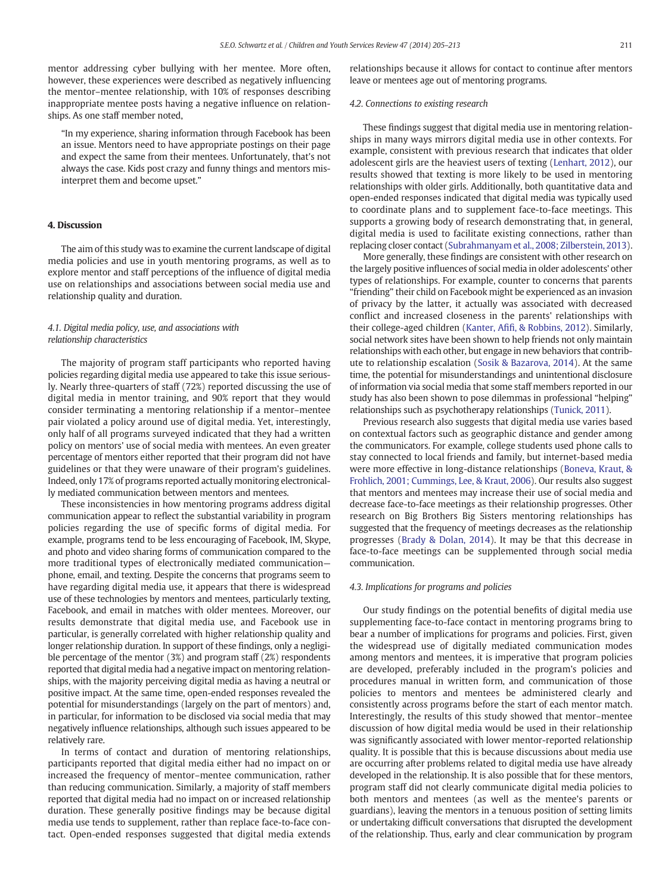mentor addressing cyber bullying with her mentee. More often, however, these experiences were described as negatively influencing the mentor–mentee relationship, with 10% of responses describing inappropriate mentee posts having a negative influence on relationships. As one staff member noted,

> "In my experience, sharing information through Facebook has been an issue. Mentors need to have appropriate postings on their page and expect the same from their mentees. Unfortunately, that's not always the case. Kids post crazy and funny things and mentors misinterpret them and become upset."

## 4. Discussion

The aim of this study was to examine the current landscape of digital media policies and use in youth mentoring programs, as well as to explore mentor and staff perceptions of the influence of digital media use on relationships and associations between social media use and relationship quality and duration.

### 4.1. Digital media policy, use, and associations with relationship characteristics

The majority of program staff participants who reported having policies regarding digital media use appeared to take this issue seriously. Nearly three-quarters of staff (72%) reported discussing the use of digital media in mentor training, and 90% report that they would consider terminating a mentoring relationship if a mentor–mentee pair violated a policy around use of digital media. Yet, interestingly, only half of all programs surveyed indicated that they had a written policy on mentors' use of social media with mentees. An even greater percentage of mentors either reported that their program did not have guidelines or that they were unaware of their program's guidelines. Indeed, only 17% of programs reported actually monitoring electronically mediated communication between mentors and mentees.

These inconsistencies in how mentoring programs address digital communication appear to reflect the substantial variability in program policies regarding the use of specific forms of digital media. For example, programs tend to be less encouraging of Facebook, IM, Skype, and photo and video sharing forms of communication compared to the more traditional types of electronically mediated communication—phone, email, and texting. Despite the concerns that programs seem to have regarding digital media use, it appears that there is widespread use of these technologies by mentors and mentees, particularly texting, Facebook, and email in matches with older mentees. Moreover, our results demonstrate that digital media use, and Facebook use in particular, is generally correlated with higher relationship quality and longer relationship duration. In support of these findings, only a negligible percentage of the mentor (3%) and program staff (2%) respondents reported that digital media had a negative impact on mentoring relationships, with the majority perceiving digital media as having a neutral or positive impact. At the same time, open-ended responses revealed the potential for misunderstandings (largely on the part of mentors) and, in particular, for information to be disclosed via social media that may negatively influence relationships, although such issues appeared to be relatively rare.

In terms of contact and duration of mentoring relationships, participants reported that digital media either had no impact on or increased the frequency of mentor–mentee communication, rather than reducing communication. Similarly, a majority of staff members reported that digital media had no impact on or increased relationship duration. These generally positive findings may be because digital media use tends to supplement, rather than replace face-to-face contact. Open-ended responses suggested that digital media extends relationships because it allows for contact to continue after mentors leave or mentees age out of mentoring programs.

### 4.2. Connections to existing research

These findings suggest that digital media use in mentoring relationships in many ways mirrors digital media use in other contexts. For example, consistent with previous research that indicates that older adolescent girls are the heaviest users of texting (Lenhart, 2012), our results showed that texting is more likely to be used in mentoring relationships with older girls. Additionally, both quantitative data and open-ended responses indicated that digital media was typically used to coordinate plans and to supplement face-to-face meetings. This supports a growing body of research demonstrating that, in general, digital media is used to facilitate existing connections, rather than replacing closer contact (Subrahmanyam et al., 2008; Zilberstein, 2013).

More generally, these findings are consistent with other research on the largely positive influences of social media in older adolescents' other types of relationships. For example, counter to concerns that parents "friending" their child on Facebook might be experienced as an invasion of privacy by the latter, it actually was associated with decreased conflict and increased closeness in the parents' relationships with their college-aged children (Kanter, Afifi, & Robbins, 2012). Similarly, social network sites have been shown to help friends not only maintain relationships with each other, but engage in new behaviors that contribute to relationship escalation (Sosik & Bazarova, 2014). At the same time, the potential for misunderstandings and unintentional disclosure of information via social media that some staff members reported in our study has also been shown to pose dilemmas in professional "helping" relationships such as psychotherapy relationships (Tunick, 2011).

Previous research also suggests that digital media use varies based on contextual factors such as geographic distance and gender among the communicators. For example, college students used phone calls to stay connected to local friends and family, but internet-based media were more effective in long-distance relationships (Boneva, Kraut, & Frohlich, 2001; Cummings, Lee, & Kraut, 2006). Our results also suggest that mentors and mentees may increase their use of social media and decrease face-to-face meetings as their relationship progresses. Other research on Big Brothers Big Sisters mentoring relationships has suggested that the frequency of meetings decreases as the relationship progresses (Brady & Dolan, 2014). It may be that this decrease in face-to-face meetings can be supplemented through social media communication.

### 4.3. Implications for programs and policies

Our study findings on the potential benefits of digital media use supplementing face-to-face contact in mentoring programs bring to bear a number of implications for programs and policies. First, given the widespread use of digitally mediated communication modes among mentors and mentees, it is imperative that program policies are developed, preferably included in the program's policies and procedures manual in written form, and communication of those policies to mentors and mentees be administered clearly and consistently across programs before the start of each mentor match. Interestingly, the results of this study showed that mentor–mentee discussion of how digital media would be used in their relationship was significantly associated with lower mentor-reported relationship quality. It is possible that this is because discussions about media use are occurring after problems related to digital media use have already developed in the relationship. It is also possible that for these mentors, program staff did not clearly communicate digital media policies to both mentors and mentees (as well as the mentee's parents or guardians), leaving the mentors in a tenuous position of setting limits or undertaking difficult conversations that disrupted the development of the relationship. Thus, early and clear communication by program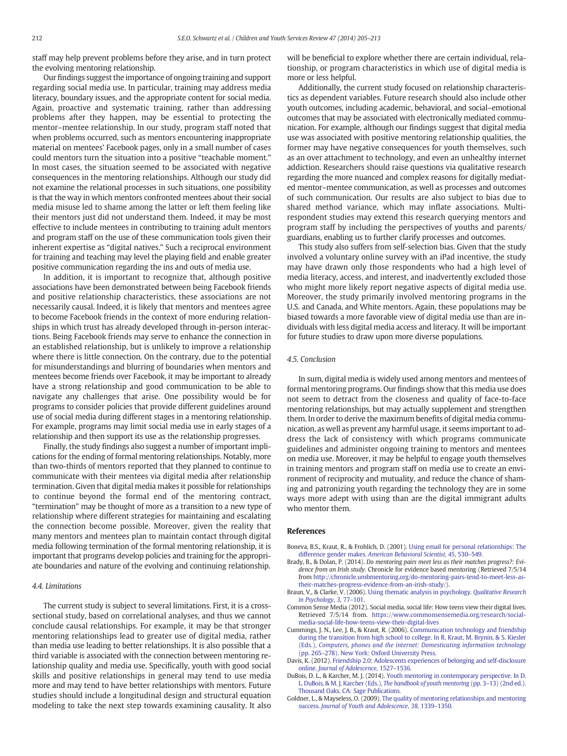staff may help prevent problems before they arise, and in turn protect the evolving mentoring relationship.

Our findings suggest the importance of ongoing training and support regarding social media use. In particular, training may address media literacy, boundary issues, and the appropriate content for social media. Again, proactive and systematic training, rather than addressing problems after they happen, may be essential to protecting the mentor–mentee relationship. In our study, program staff noted that when problems occurred, such as mentors encountering inappropriate material on mentees' Facebook pages, only in a small number of cases could mentors turn the situation into a positive "teachable moment." In most cases, the situation seemed to be associated with negative consequences in the mentoring relationships. Although our study did not examine the relational processes in such situations, one possibility is that the way in which mentors confronted mentees about their social media misuse led to shame among the latter or left them feeling like their mentors just did not understand them. Indeed, it may be most effective to include mentees in contributing to training adult mentors and program staff on the use of these communication tools given their inherent expertise as "digital natives." Such a reciprocal environment for training and teaching may level the playing field and enable greater positive communication regarding the ins and outs of media use.

In addition, it is important to recognize that, although positive associations have been demonstrated between being Facebook friends and positive relationship characteristics, these associations are not necessarily causal. Indeed, it is likely that mentors and mentees agree to become Facebook friends in the context of more enduring relationships in which trust has already developed through in-person interactions. Being Facebook friends may serve to enhance the connection in an established relationship, but is unlikely to improve a relationship where there is little connection. On the contrary, due to the potential for misunderstandings and blurring of boundaries when mentors and mentees become friends over Facebook, it may be important to already have a strong relationship and good communication to be able to navigate any challenges that arise. One possibility would be for programs to consider policies that provide different guidelines around use of social media during different stages in a mentoring relationship. For example, programs may limit social media use in early stages of a relationship and then support its use as the relationship progresses.

Finally, the study findings also suggest a number of important implications for the ending of formal mentoring relationships. Notably, more than two-thirds of mentors reported that they planned to continue to communicate with their mentees via digital media after relationship termination. Given that digital media makes it possible for relationships to continue beyond the formal end of the mentoring contract, "termination" may be thought of more as a transition to a new type of relationship where different strategies for maintaining and escalating the connection become possible. Moreover, given the reality that many mentors and mentees plan to maintain contact through digital media following termination of the formal mentoring relationship, it is important that programs develop policies and training for the appropriate boundaries and nature of the evolving and continuing relationship.

### 4.4. Limitations

The current study is subject to several limitations. First, it is a cross-sectional study, based on correlational analyses, and thus we cannot conclude causal relationships. For example, it may be that stronger mentoring relationships lead to greater use of digital media, rather than media use leading to better relationships. It is also possible that a third variable is associated with the connection between mentoring relationship quality and media use. Specifically, youth with good social skills and positive relationships in general may tend to use media more and may tend to have better relationships with mentors. Future studies should include a longitudinal design and structural equation modeling to take the next step towards examining causality. It also will be beneficial to explore whether there are certain individual, relationship, or program characteristics in which use of digital media is more or less helpful.

Additionally, the current study focused on relationship characteristics as dependent variables. Future research should also include other youth outcomes, including academic, behavioral, and social–emotional outcomes that may be associated with electronically mediated communication. For example, although our findings suggest that digital media use was associated with positive mentoring relationship qualities, the former may have negative consequences for youth themselves, such as an over attachment to technology, and even an unhealthy internet addiction. Researchers should raise questions via qualitative research regarding the more nuanced and complex reasons for digitally mediated mentor–mentee communication, as well as processes and outcomes of such communication. Our results are also subject to bias due to shared method variance, which may inflate associations. Multi-respondent studies may extend this research querying mentors and program staff by including the perspectives of youths and parents/guardians, enabling us to further clarify processes and outcomes.

This study also suffers from self-selection bias. Given that the study involved a voluntary online survey with an iPad incentive, the study may have drawn only those respondents who had a high level of media literacy, access, and interest, and inadvertently excluded those who might more likely report negative aspects of digital media use. Moreover, the study primarily involved mentoring programs in the U.S. and Canada, and White mentors. Again, these populations may be biased towards a more favorable view of digital media use than are individuals with less digital media access and literacy. It will be important for future studies to draw upon more diverse populations.

### 4.5. Conclusion

In sum, digital media is widely used among mentors and mentees of formal mentoring programs. Our findings show that this media use does not seem to detract from the closeness and quality of face-to-face mentoring relationships, but may actually supplement and strengthen them. In order to derive the maximum benefits of digital media communication, as well as prevent any harmful usage, it seems important to address the lack of consistency with which programs communicate guidelines and administer ongoing training to mentors and mentees on media use. Moreover, it may be helpful to engage youth themselves in training mentors and program staff on media use to create an environment of reciprocity and mutuality, and reduce the chance of shaming and patronizing youth regarding the technology they are in some ways more adept with using than are the digital immigrant adults who mentor them.

## References

Boneva, B.S., Kraut, R., & Frohlich, D. (2001). Using email for personal relationships: The difference gender makes. *American Behavioral Scientist*, *45*, 530–549.

Brady, B., & Dolan, P. (2014). *Do mentoring pairs meet less as their matches progress?: Evidence from an Irish study*. Chronicle for evidence based mentoring (Retrieved 7/5/14 from http://chronicle.umbmentoring.org/do-mentoring-pairs-tend-to-meet-less-as-their-matches-progress-evidence-from-an-irish-study/).

Braun, V., & Clarke, V. (2006). Using thematic analysis in psychology. *Qualitative Research in Psychology*, *3*, 77–101.

Common Sense Media (2012). Social media, social life: How teens view their digital lives. Retrieved 7/5/14 from. https://www.commonsensemedia.org/research/social-media-social-life-how-teens-view-their-digital-lives

Cummings, J. N., Lee, J. B., & Kraut, R. (2006). Communication technology and friendship during the transition from high school to college. In R. Kraut, M. Brynin, & S. Kiesler (Eds.), *Computers, phones and the internet: Domesticating information technology* (pp. 265–278). New York: Oxford University Press.

Davis, K. (2012). Friendship 2.0: Adolescents experiences of belonging and self-disclosure online. *Journal of Adolescence*, 1527–1536.

DuBois, D. L., & Karcher, M. J. (2014). Youth mentoring in contemporary perspective. In D. L. DuBois, & M. J. Karcher (Eds.), *The handbook of youth mentoring* (pp. 3–13) (2nd ed.). Thousand Oaks, CA: Sage Publications.

Goldner, L., & Mayseless, O. (2009). The quality of mentoring relationships and mentoring success. *Journal of Youth and Adolescence*, *38*, 1339–1350.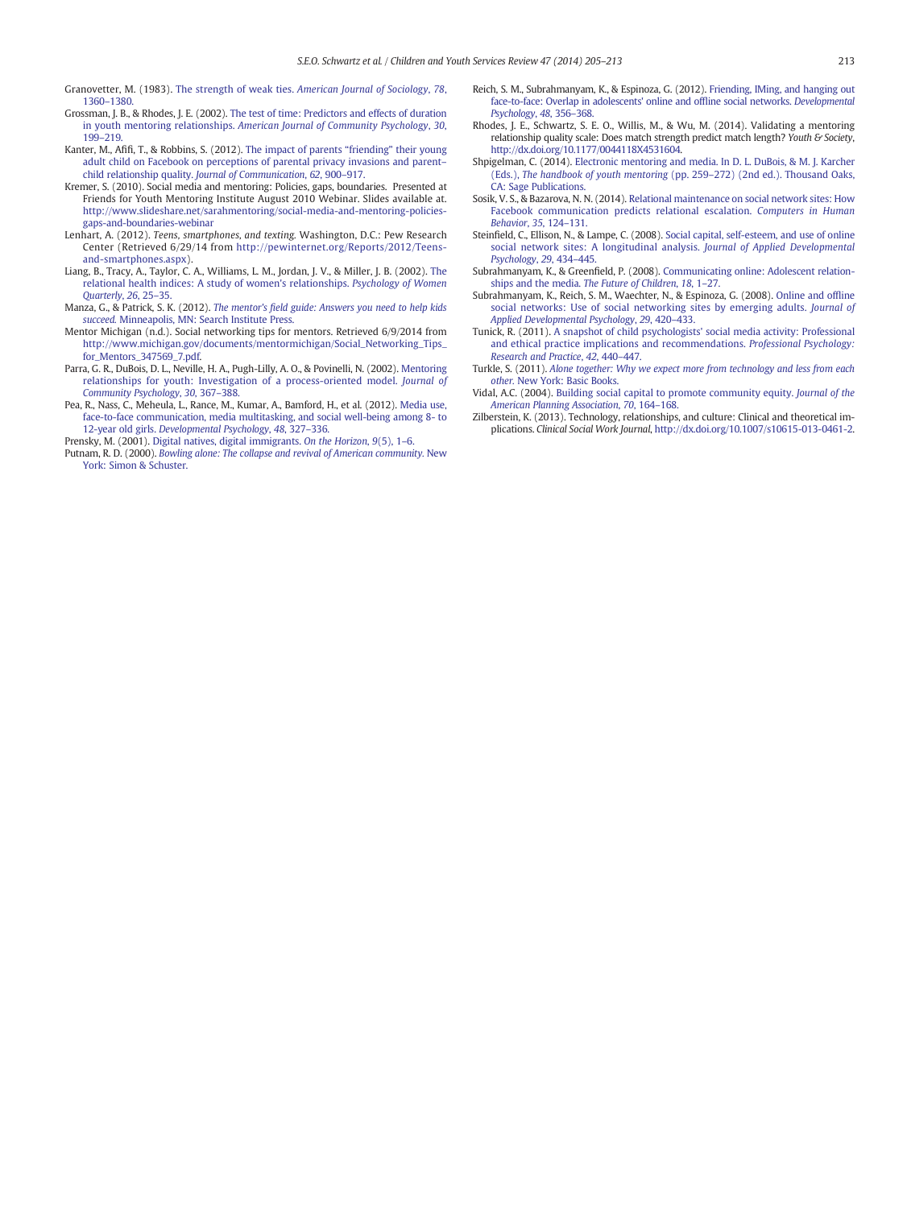Granovetter, M. (1983). The strength of weak ties. *American Journal of Sociology*, *78*, 1360–1380.

Grossman, J. B., & Rhodes, J. E. (2002). The test of time: Predictors and effects of duration in youth mentoring relationships. *American Journal of Community Psychology*, *30*, 199–219.

Kanter, M., Afifi, T., & Robbins, S. (2012). The impact of parents "friending" their young adult child on Facebook on perceptions of parental privacy invasions and parent–child relationship quality. *Journal of Communication*, *62*, 900–917.

Kremer, S. (2010). Social media and mentoring: Policies, gaps, boundaries. Presented at Friends for Youth Mentoring Institute August 2010 Webinar. Slides available at. http://www.slideshare.net/sarahmentoring/social-media-and-mentoring-policies-gaps-and-boundaries-webinar

Lenhart, A. (2012). *Teens, smartphones, and texting.* Washington, D.C.: Pew Research Center (Retrieved 6/29/14 from http://pewinternet.org/Reports/2012/Teens-and-smartphones.aspx).

Liang, B., Tracy, A., Taylor, C. A., Williams, L. M., Jordan, J. V., & Miller, J. B. (2002). The relational health indices: A study of women's relationships. *Psychology of Women Quarterly*, *26*, 25–35.

Manza, G., & Patrick, S. K. (2012). *The mentor's field guide: Answers you need to help kids succeed.* Minneapolis, MN: Search Institute Press.

Mentor Michigan (n.d.). Social networking tips for mentors. Retrieved 6/9/2014 from http://www.michigan.gov/documents/mentormichigan/Social_Networking_Tips_for_Mentors_347569_7.pdf.

Parra, G. R., DuBois, D. L., Neville, H. A., Pugh-Lilly, A. O., & Povinelli, N. (2002). Mentoring relationships for youth: Investigation of a process-oriented model. *Journal of Community Psychology*, *30*, 367–388.

Pea, R., Nass, C., Meheula, L., Rance, M., Kumar, A., Bamford, H., et al. (2012). Media use, face-to-face communication, media multitasking, and social well-being among 8- to 12-year old girls. *Developmental Psychology*, *48*, 327–336.

Prensky, M. (2001). Digital natives, digital immigrants. *On the Horizon*, *9*(5), 1–6.

Putnam, R. D. (2000). *Bowling alone: The collapse and revival of American community.* New York: Simon & Schuster.

Reich, S. M., Subrahmanyam, K., & Espinoza, G. (2012). Friending, IMing, and hanging out face-to-face: Overlap in adolescents' online and offline social networks. *Developmental Psychology*, *48*, 356–368.

Rhodes, J. E., Schwartz, S. E. O., Willis, M., & Wu, M. (2014). Validating a mentoring relationship quality scale: Does match strength predict match length? *Youth & Society*, http://dx.doi.org/10.1177/0044118X4531604.

Shpigelman, C. (2014). Electronic mentoring and media. In D. L. DuBois, & M. J. Karcher (Eds.), *The handbook of youth mentoring* (pp. 259–272) (2nd ed.). Thousand Oaks, CA: Sage Publications.

Sosik, V. S., & Bazarova, N. N. (2014). Relational maintenance on social network sites: How Facebook communication predicts relational escalation. *Computers in Human Behavior*, *35*, 124–131.

Steinfield, C., Ellison, N., & Lampe, C. (2008). Social capital, self-esteem, and use of online social network sites: A longitudinal analysis. *Journal of Applied Developmental Psychology*, *29*, 434–445.

Subrahmanyam, K., & Greenfield, P. (2008). Communicating online: Adolescent relationships and the media. *The Future of Children*, *18*, 1–27.

Subrahmanyam, K., Reich, S. M., Waechter, N., & Espinoza, G. (2008). Online and offline social networks: Use of social networking sites by emerging adults. *Journal of Applied Developmental Psychology*, *29*, 420–433.

Tunick, R. (2011). A snapshot of child psychologists' social media activity: Professional and ethical practice implications and recommendations. *Professional Psychology: Research and Practice*, *42*, 440–447.

Turkle, S. (2011). *Alone together: Why we expect more from technology and less from each other.* New York: Basic Books.

Vidal, A.C. (2004). Building social capital to promote community equity. *Journal of the American Planning Association*, *70*, 164–168.

Zilberstein, K. (2013). Technology, relationships, and culture: Clinical and theoretical implications. *Clinical Social Work Journal*, http://dx.doi.org/10.1007/s10615-013-0461-2.